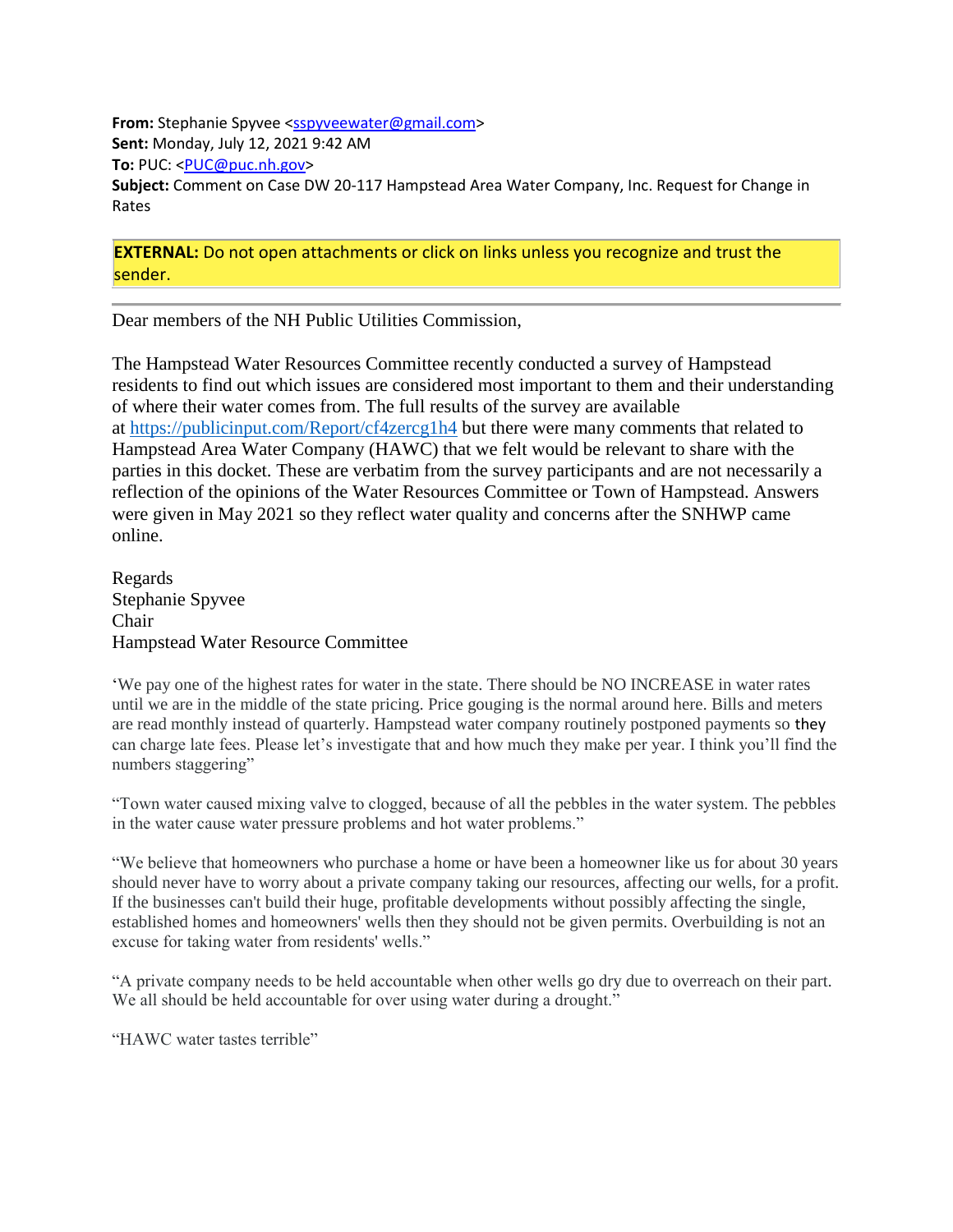**From:** Stephanie Spyvee <sspyveewater@gmail.com>
**Sent:** Monday, July 12, 2021 9:42 AM
**To:** PUC: <PUC@puc.nh.gov>
**Subject:** Comment on Case DW 20-117 Hampstead Area Water Company, Inc. Request for Change in Rates

**EXTERNAL:** Do not open attachments or click on links unless you recognize and trust the sender.

---

Dear members of the NH Public Utilities Commission,

The Hampstead Water Resources Committee recently conducted a survey of Hampstead residents to find out which issues are considered most important to them and their understanding of where their water comes from. The full results of the survey are available at https://publicinput.com/Report/cf4zercg1h4 but there were many comments that related to Hampstead Area Water Company (HAWC) that we felt would be relevant to share with the parties in this docket. These are verbatim from the survey participants and are not necessarily a reflection of the opinions of the Water Resources Committee or Town of Hampstead. Answers were given in May 2021 so they reflect water quality and concerns after the SNHWP came online.

Regards
Stephanie Spyvee
Chair
Hampstead Water Resource Committee

'We pay one of the highest rates for water in the state. There should be NO INCREASE in water rates until we are in the middle of the state pricing. Price gouging is the normal around here. Bills and meters are read monthly instead of quarterly. Hampstead water company routinely postponed payments so they can charge late fees. Please let's investigate that and how much they make per year. I think you'll find the numbers staggering"

"Town water caused mixing valve to clogged, because of all the pebbles in the water system. The pebbles in the water cause water pressure problems and hot water problems."

"We believe that homeowners who purchase a home or have been a homeowner like us for about 30 years should never have to worry about a private company taking our resources, affecting our wells, for a profit. If the businesses can't build their huge, profitable developments without possibly affecting the single, established homes and homeowners' wells then they should not be given permits. Overbuilding is not an excuse for taking water from residents' wells."

"A private company needs to be held accountable when other wells go dry due to overreach on their part. We all should be held accountable for over using water during a drought."

"HAWC water tastes terrible"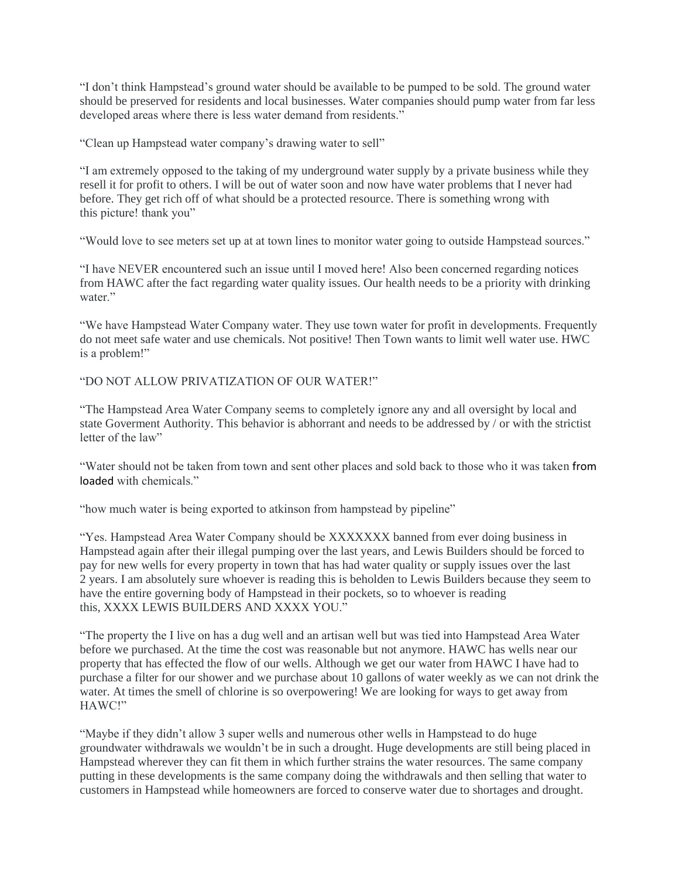“I don’t think Hampstead’s ground water should be available to be pumped to be sold. The ground water should be preserved for residents and local businesses. Water companies should pump water from far less developed areas where there is less water demand from residents.”

“Clean up Hampstead water company’s drawing water to sell”

“I am extremely opposed to the taking of my underground water supply by a private business while they resell it for profit to others. I will be out of water soon and now have water problems that I never had before. They get rich off of what should be a protected resource. There is something wrong with this picture! thank you”

“Would love to see meters set up at at town lines to monitor water going to outside Hampstead sources.”

“I have NEVER encountered such an issue until I moved here! Also been concerned regarding notices from HAWC after the fact regarding water quality issues. Our health needs to be a priority with drinking water.”

“We have Hampstead Water Company water. They use town water for profit in developments. Frequently do not meet safe water and use chemicals. Not positive! Then Town wants to limit well water use. HWC is a problem!”

“DO NOT ALLOW PRIVATIZATION OF OUR WATER!”

“The Hampstead Area Water Company seems to completely ignore any and all oversight by local and state Goverment Authority. This behavior is abhorrant and needs to be addressed by / or with the strictist letter of the law”

“Water should not be taken from town and sent other places and sold back to those who it was taken from loaded with chemicals.”

“how much water is being exported to atkinson from hampstead by pipeline”

“Yes. Hampstead Area Water Company should be XXXXXXX banned from ever doing business in Hampstead again after their illegal pumping over the last years, and Lewis Builders should be forced to pay for new wells for every property in town that has had water quality or supply issues over the last 2 years. I am absolutely sure whoever is reading this is beholden to Lewis Builders because they seem to have the entire governing body of Hampstead in their pockets, so to whoever is reading this, XXXX LEWIS BUILDERS AND XXXX YOU.”

“The property the I live on has a dug well and an artisan well but was tied into Hampstead Area Water before we purchased. At the time the cost was reasonable but not anymore. HAWC has wells near our property that has effected the flow of our wells. Although we get our water from HAWC I have had to purchase a filter for our shower and we purchase about 10 gallons of water weekly as we can not drink the water. At times the smell of chlorine is so overpowering! We are looking for ways to get away from HAWC!”

“Maybe if they didn’t allow 3 super wells and numerous other wells in Hampstead to do huge groundwater withdrawals we wouldn’t be in such a drought. Huge developments are still being placed in Hampstead wherever they can fit them in which further strains the water resources. The same company putting in these developments is the same company doing the withdrawals and then selling that water to customers in Hampstead while homeowners are forced to conserve water due to shortages and drought.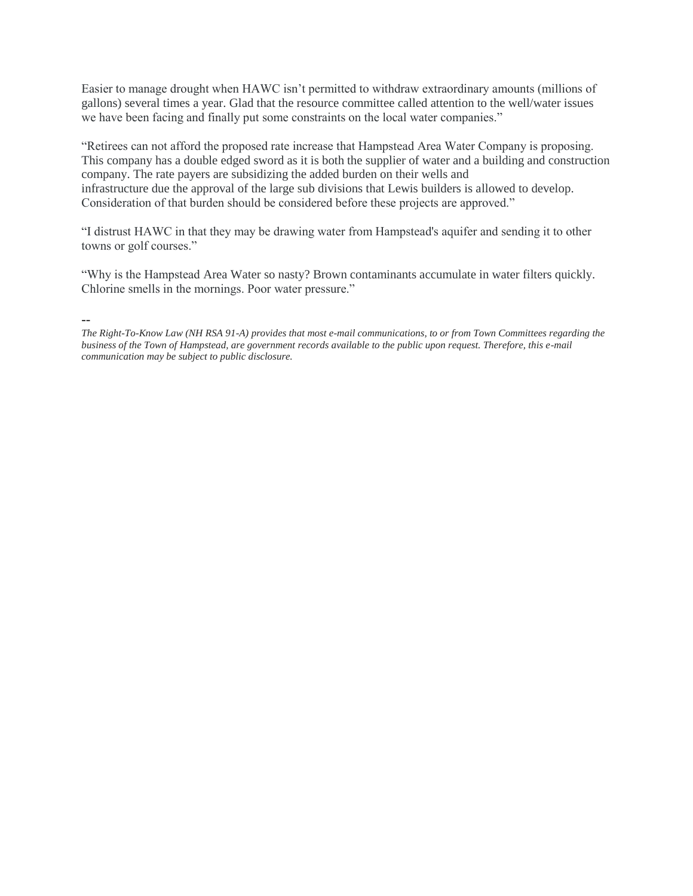Easier to manage drought when HAWC isn't permitted to withdraw extraordinary amounts (millions of gallons) several times a year. Glad that the resource committee called attention to the well/water issues we have been facing and finally put some constraints on the local water companies."

"Retirees can not afford the proposed rate increase that Hampstead Area Water Company is proposing. This company has a double edged sword as it is both the supplier of water and a building and construction company. The rate payers are subsidizing the added burden on their wells and infrastructure due the approval of the large sub divisions that Lewis builders is allowed to develop. Consideration of that burden should be considered before these projects are approved."

"I distrust HAWC in that they may be drawing water from Hampstead's aquifer and sending it to other towns or golf courses."

"Why is the Hampstead Area Water so nasty? Brown contaminants accumulate in water filters quickly. Chlorine smells in the mornings. Poor water pressure."

--

*The Right-To-Know Law (NH RSA 91-A) provides that most e-mail communications, to or from Town Committees regarding the business of the Town of Hampstead, are government records available to the public upon request. Therefore, this e-mail communication may be subject to public disclosure.*